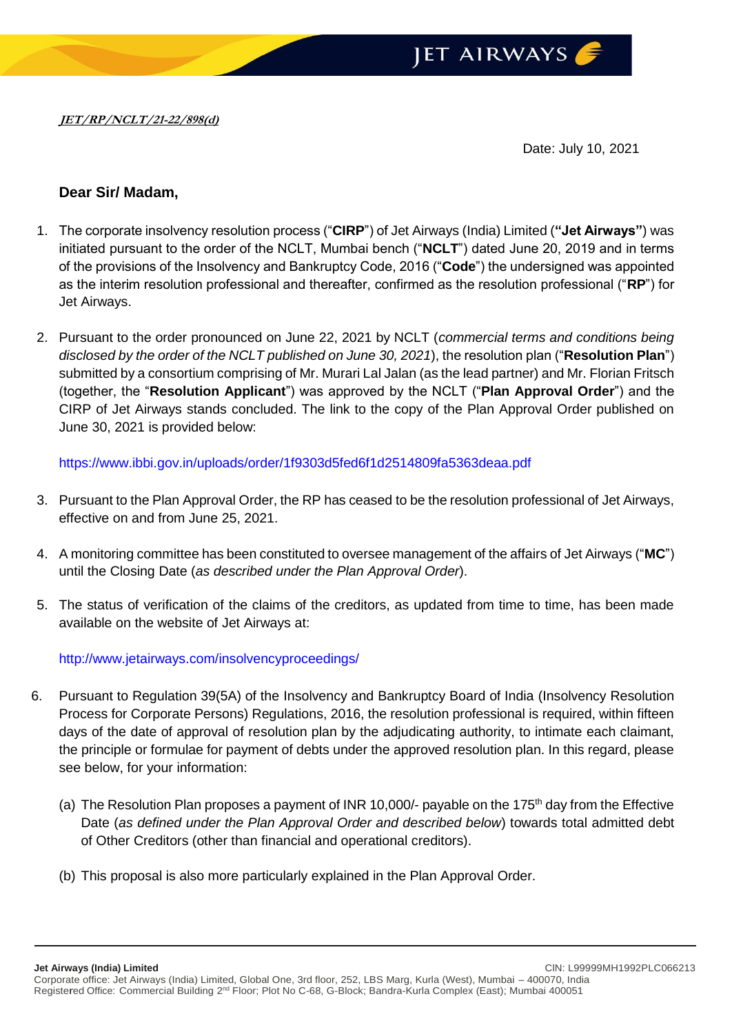***JET/RP/NCLT/21-22/898(d)***

Date: July 10, 2021

**Dear Sir/ Madam,**

1. The corporate insolvency resolution process ("**CIRP**") of Jet Airways (India) Limited (**"Jet Airways"**) was initiated pursuant to the order of the NCLT, Mumbai bench ("**NCLT**") dated June 20, 2019 and in terms of the provisions of the Insolvency and Bankruptcy Code, 2016 ("**Code**") the undersigned was appointed as the interim resolution professional and thereafter, confirmed as the resolution professional ("**RP**") for Jet Airways.

2. Pursuant to the order pronounced on June 22, 2021 by NCLT (*commercial terms and conditions being disclosed by the order of the NCLT published on June 30, 2021*), the resolution plan ("**Resolution Plan**") submitted by a consortium comprising of Mr. Murari Lal Jalan (as the lead partner) and Mr. Florian Fritsch (together, the "**Resolution Applicant**") was approved by the NCLT ("**Plan Approval Order**") and the CIRP of Jet Airways stands concluded. The link to the copy of the Plan Approval Order published on June 30, 2021 is provided below:

   https://www.ibbi.gov.in/uploads/order/1f9303d5fed6f1d2514809fa5363deaa.pdf

3. Pursuant to the Plan Approval Order, the RP has ceased to be the resolution professional of Jet Airways, effective on and from June 25, 2021.

4. A monitoring committee has been constituted to oversee management of the affairs of Jet Airways ("**MC**") until the Closing Date (*as described under the Plan Approval Order*).

5. The status of verification of the claims of the creditors, as updated from time to time, has been made available on the website of Jet Airways at:

   http://www.jetairways.com/insolvencyproceedings/

6. Pursuant to Regulation 39(5A) of the Insolvency and Bankruptcy Board of India (Insolvency Resolution Process for Corporate Persons) Regulations, 2016, the resolution professional is required, within fifteen days of the date of approval of resolution plan by the adjudicating authority, to intimate each claimant, the principle or formulae for payment of debts under the approved resolution plan. In this regard, please see below, for your information:

   (a) The Resolution Plan proposes a payment of INR 10,000/- payable on the 175th day from the Effective Date (*as defined under the Plan Approval Order and described below*) towards total admitted debt of Other Creditors (other than financial and operational creditors).

   (b) This proposal is also more particularly explained in the Plan Approval Order.

**Jet Airways (India) Limited** CIN: L99999MH1992PLC066213
Corporate office: Jet Airways (India) Limited, Global One, 3rd floor, 252, LBS Marg, Kurla (West), Mumbai – 400070, India
Registered Office: Commercial Building 2nd Floor; Plot No C-68, G-Block; Bandra-Kurla Complex (East); Mumbai 400051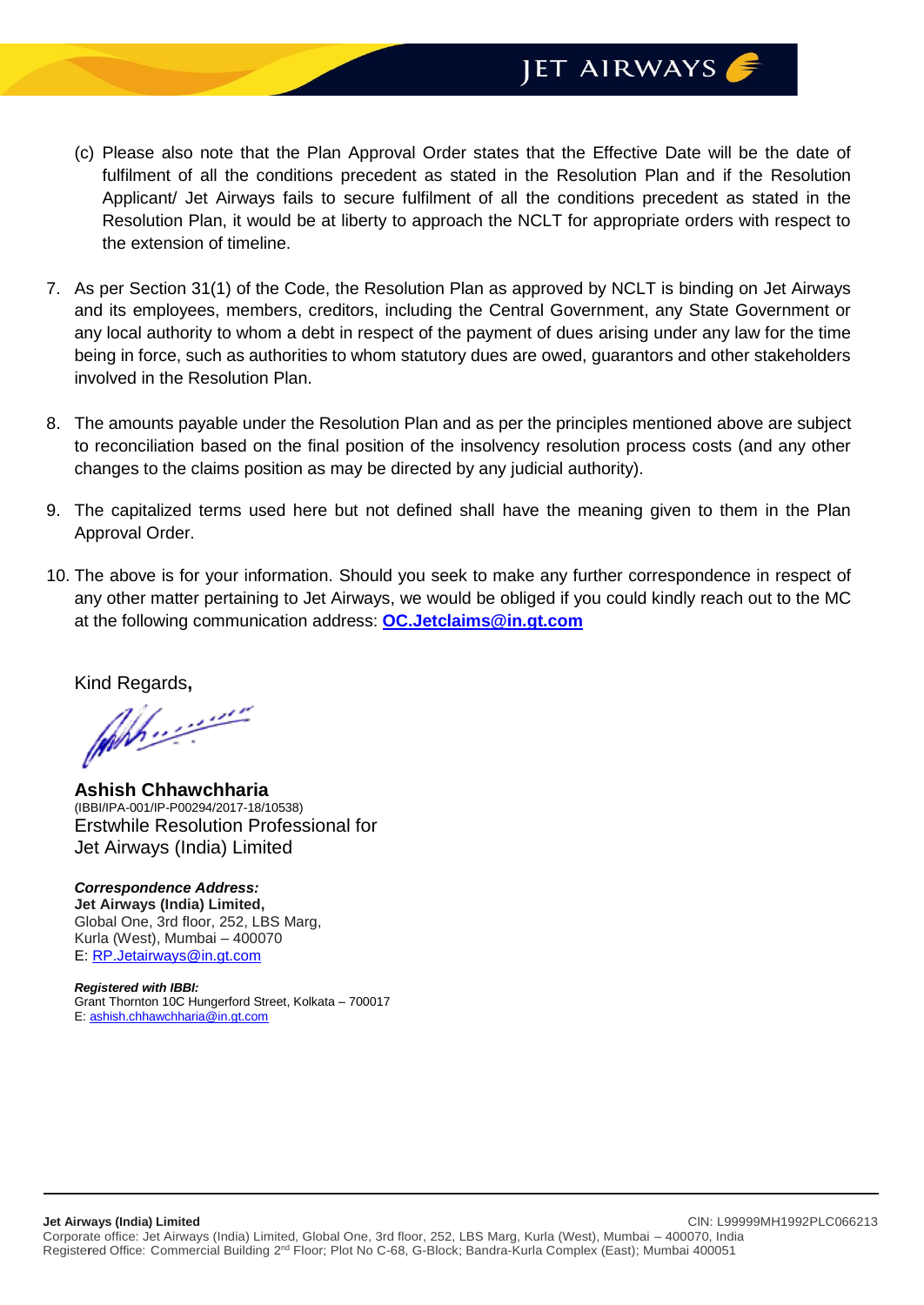(c) Please also note that the Plan Approval Order states that the Effective Date will be the date of fulfilment of all the conditions precedent as stated in the Resolution Plan and if the Resolution Applicant/ Jet Airways fails to secure fulfilment of all the conditions precedent as stated in the Resolution Plan, it would be at liberty to approach the NCLT for appropriate orders with respect to the extension of timeline.

7. As per Section 31(1) of the Code, the Resolution Plan as approved by NCLT is binding on Jet Airways and its employees, members, creditors, including the Central Government, any State Government or any local authority to whom a debt in respect of the payment of dues arising under any law for the time being in force, such as authorities to whom statutory dues are owed, guarantors and other stakeholders involved in the Resolution Plan.

8. The amounts payable under the Resolution Plan and as per the principles mentioned above are subject to reconciliation based on the final position of the insolvency resolution process costs (and any other changes to the claims position as may be directed by any judicial authority).

9. The capitalized terms used here but not defined shall have the meaning given to them in the Plan Approval Order.

10. The above is for your information. Should you seek to make any further correspondence in respect of any other matter pertaining to Jet Airways, we would be obliged if you could kindly reach out to the MC at the following communication address: **OC.Jetclaims@in.gt.com**

Kind Regards**,**

**Ashish Chhawchharia**
(IBBI/IPA-001/IP-P00294/2017-18/10538)
Erstwhile Resolution Professional for
Jet Airways (India) Limited

***Correspondence Address:***
**Jet Airways (India) Limited,**
Global One, 3rd floor, 252, LBS Marg,
Kurla (West), Mumbai – 400070
E: RP.Jetairways@in.gt.com

***Registered with IBBI:***
Grant Thornton 10C Hungerford Street, Kolkata – 700017
E: ashish.chhawchharia@in.gt.com

**Jet Airways (India) Limited** CIN: L99999MH1992PLC066213
Corporate office: Jet Airways (India) Limited, Global One, 3rd floor, 252, LBS Marg, Kurla (West), Mumbai – 400070, India
Registered Office: Commercial Building 2nd Floor; Plot No C-68, G-Block; Bandra-Kurla Complex (East); Mumbai 400051